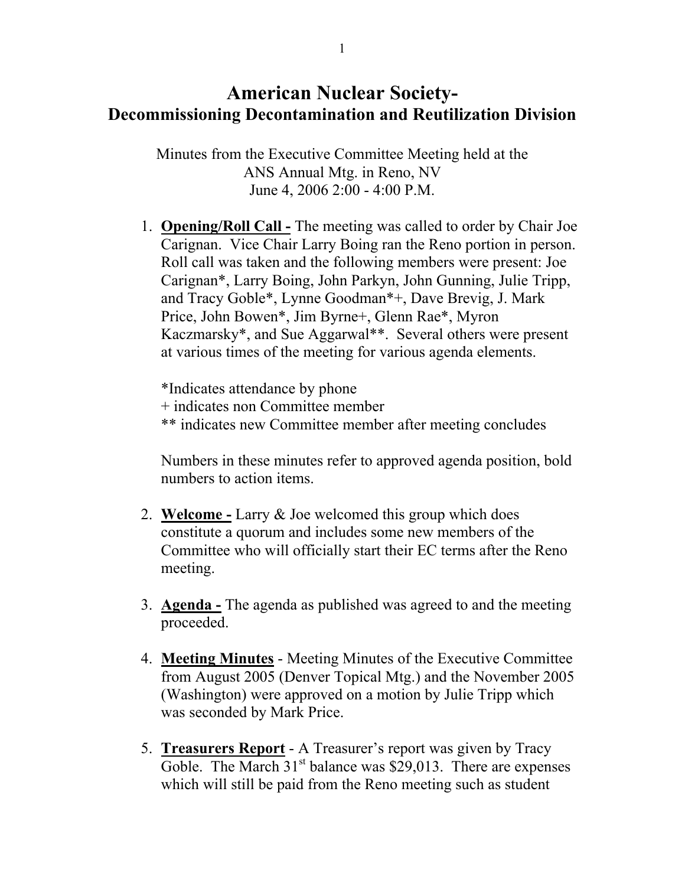# American Nuclear Society-
## Decommissioning Decontamination and Reutilization Division

Minutes from the Executive Committee Meeting held at the
ANS Annual Mtg. in Reno, NV
June 4, 2006 2:00 - 4:00 P.M.

1. **Opening/Roll Call -** The meeting was called to order by Chair Joe Carignan. Vice Chair Larry Boing ran the Reno portion in person. Roll call was taken and the following members were present: Joe Carignan*, Larry Boing, John Parkyn, John Gunning, Julie Tripp, and Tracy Goble*, Lynne Goodman*+, Dave Brevig, J. Mark Price, John Bowen*, Jim Byrne+, Glenn Rae*, Myron Kaczmarsky*, and Sue Aggarwal**. Several others were present at various times of the meeting for various agenda elements.

   *Indicates attendance by phone
   + indicates non Committee member
   ** indicates new Committee member after meeting concludes

   Numbers in these minutes refer to approved agenda position, bold numbers to action items.

2. **Welcome -** Larry & Joe welcomed this group which does constitute a quorum and includes some new members of the Committee who will officially start their EC terms after the Reno meeting.

3. **Agenda -** The agenda as published was agreed to and the meeting proceeded.

4. **Meeting Minutes** - Meeting Minutes of the Executive Committee from August 2005 (Denver Topical Mtg.) and the November 2005 (Washington) were approved on a motion by Julie Tripp which was seconded by Mark Price.

5. **Treasurers Report** - A Treasurer's report was given by Tracy Goble. The March 31st balance was $29,013. There are expenses which will still be paid from the Reno meeting such as student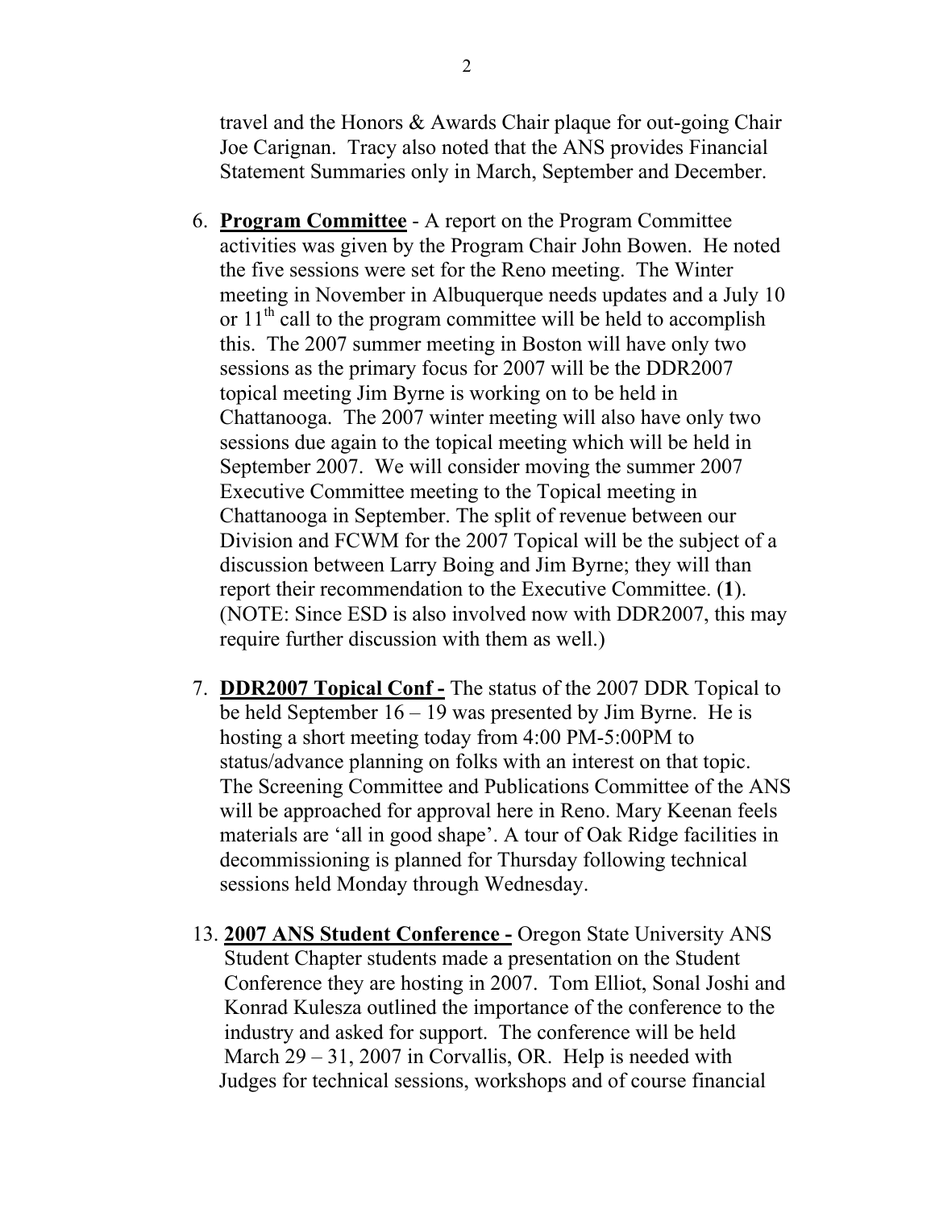travel and the Honors & Awards Chair plaque for out-going Chair Joe Carignan. Tracy also noted that the ANS provides Financial Statement Summaries only in March, September and December.

6. **Program Committee** - A report on the Program Committee activities was given by the Program Chair John Bowen. He noted the five sessions were set for the Reno meeting. The Winter meeting in November in Albuquerque needs updates and a July 10 or 11th call to the program committee will be held to accomplish this. The 2007 summer meeting in Boston will have only two sessions as the primary focus for 2007 will be the DDR2007 topical meeting Jim Byrne is working on to be held in Chattanooga. The 2007 winter meeting will also have only two sessions due again to the topical meeting which will be held in September 2007. We will consider moving the summer 2007 Executive Committee meeting to the Topical meeting in Chattanooga in September. The split of revenue between our Division and FCWM for the 2007 Topical will be the subject of a discussion between Larry Boing and Jim Byrne; they will than report their recommendation to the Executive Committee. (**1**). (NOTE: Since ESD is also involved now with DDR2007, this may require further discussion with them as well.)

7. **DDR2007 Topical Conf -** The status of the 2007 DDR Topical to be held September 16 – 19 was presented by Jim Byrne. He is hosting a short meeting today from 4:00 PM-5:00PM to status/advance planning on folks with an interest on that topic. The Screening Committee and Publications Committee of the ANS will be approached for approval here in Reno. Mary Keenan feels materials are 'all in good shape'. A tour of Oak Ridge facilities in decommissioning is planned for Thursday following technical sessions held Monday through Wednesday.

13. **2007 ANS Student Conference -** Oregon State University ANS Student Chapter students made a presentation on the Student Conference they are hosting in 2007. Tom Elliot, Sonal Joshi and Konrad Kulesza outlined the importance of the conference to the industry and asked for support. The conference will be held March 29 – 31, 2007 in Corvallis, OR. Help is needed with Judges for technical sessions, workshops and of course financial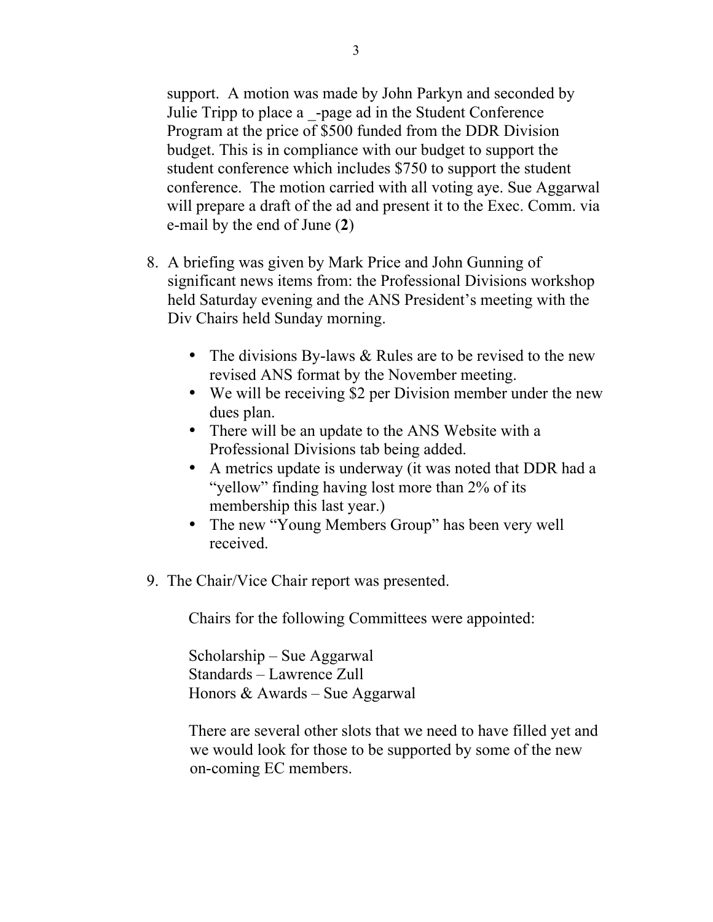support. A motion was made by John Parkyn and seconded by Julie Tripp to place a _-page ad in the Student Conference Program at the price of $500 funded from the DDR Division budget. This is in compliance with our budget to support the student conference which includes $750 to support the student conference. The motion carried with all voting aye. Sue Aggarwal will prepare a draft of the ad and present it to the Exec. Comm. via e-mail by the end of June (**2**)

8. A briefing was given by Mark Price and John Gunning of significant news items from: the Professional Divisions workshop held Saturday evening and the ANS President's meeting with the Div Chairs held Sunday morning.

    - The divisions By-laws & Rules are to be revised to the new revised ANS format by the November meeting.
    - We will be receiving $2 per Division member under the new dues plan.
    - There will be an update to the ANS Website with a Professional Divisions tab being added.
    - A metrics update is underway (it was noted that DDR had a "yellow" finding having lost more than 2% of its membership this last year.)
    - The new "Young Members Group" has been very well received.

9. The Chair/Vice Chair report was presented.

    Chairs for the following Committees were appointed:

    Scholarship – Sue Aggarwal
    Standards – Lawrence Zull
    Honors & Awards – Sue Aggarwal

    There are several other slots that we need to have filled yet and we would look for those to be supported by some of the new on-coming EC members.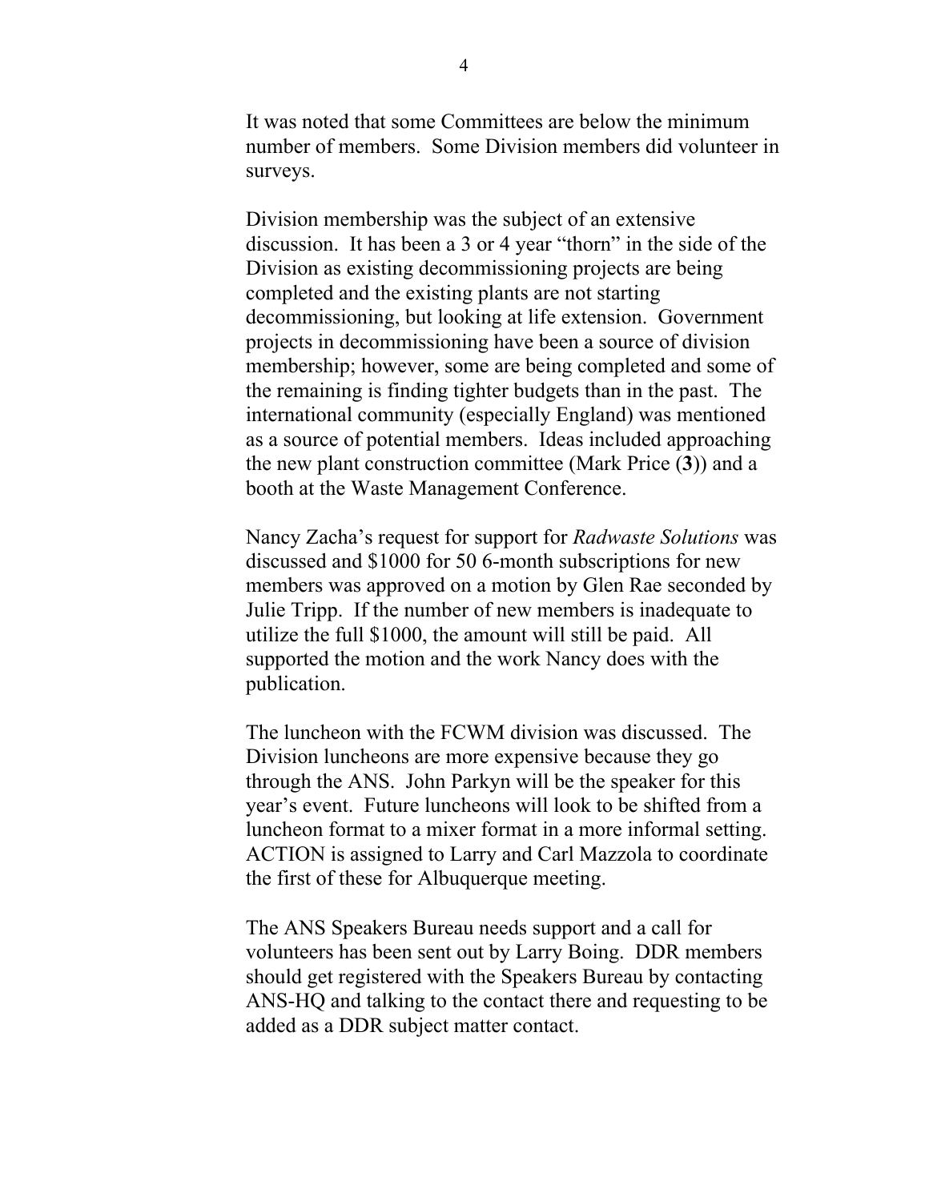It was noted that some Committees are below the minimum number of members. Some Division members did volunteer in surveys.

Division membership was the subject of an extensive discussion. It has been a 3 or 4 year "thorn" in the side of the Division as existing decommissioning projects are being completed and the existing plants are not starting decommissioning, but looking at life extension. Government projects in decommissioning have been a source of division membership; however, some are being completed and some of the remaining is finding tighter budgets than in the past. The international community (especially England) was mentioned as a source of potential members. Ideas included approaching the new plant construction committee (Mark Price (**3**)) and a booth at the Waste Management Conference.

Nancy Zacha's request for support for *Radwaste Solutions* was discussed and $1000 for 50 6-month subscriptions for new members was approved on a motion by Glen Rae seconded by Julie Tripp. If the number of new members is inadequate to utilize the full $1000, the amount will still be paid. All supported the motion and the work Nancy does with the publication.

The luncheon with the FCWM division was discussed. The Division luncheons are more expensive because they go through the ANS. John Parkyn will be the speaker for this year's event. Future luncheons will look to be shifted from a luncheon format to a mixer format in a more informal setting. ACTION is assigned to Larry and Carl Mazzola to coordinate the first of these for Albuquerque meeting.

The ANS Speakers Bureau needs support and a call for volunteers has been sent out by Larry Boing. DDR members should get registered with the Speakers Bureau by contacting ANS-HQ and talking to the contact there and requesting to be added as a DDR subject matter contact.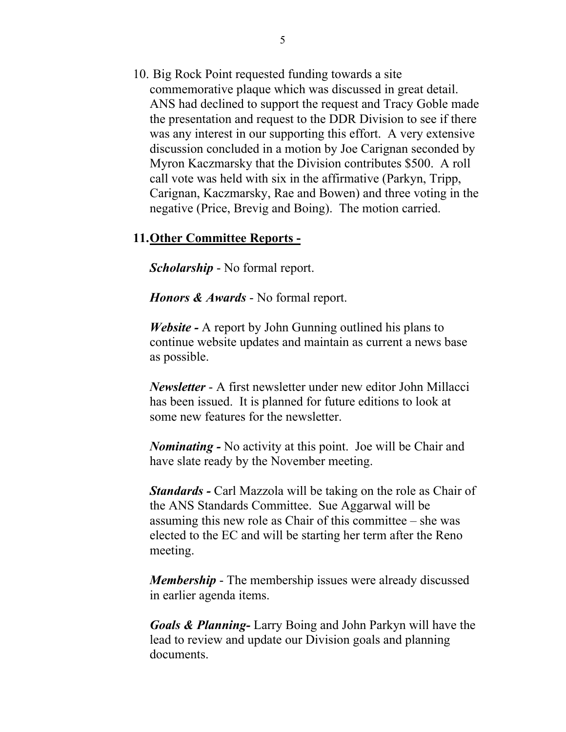10. Big Rock Point requested funding towards a site commemorative plaque which was discussed in great detail. ANS had declined to support the request and Tracy Goble made the presentation and request to the DDR Division to see if there was any interest in our supporting this effort. A very extensive discussion concluded in a motion by Joe Carignan seconded by Myron Kaczmarsky that the Division contributes $500. A roll call vote was held with six in the affirmative (Parkyn, Tripp, Carignan, Kaczmarsky, Rae and Bowen) and three voting in the negative (Price, Brevig and Boing). The motion carried.

**11. <u>Other Committee Reports -</u>**

***Scholarship*** - No formal report.

***Honors & Awards*** - No formal report.

***Website -*** A report by John Gunning outlined his plans to continue website updates and maintain as current a news base as possible.

***Newsletter*** - A first newsletter under new editor John Millacci has been issued. It is planned for future editions to look at some new features for the newsletter.

***Nominating -*** No activity at this point. Joe will be Chair and have slate ready by the November meeting.

***Standards -*** Carl Mazzola will be taking on the role as Chair of the ANS Standards Committee. Sue Aggarwal will be assuming this new role as Chair of this committee – she was elected to the EC and will be starting her term after the Reno meeting.

***Membership*** - The membership issues were already discussed in earlier agenda items.

***Goals & Planning-*** Larry Boing and John Parkyn will have the lead to review and update our Division goals and planning documents.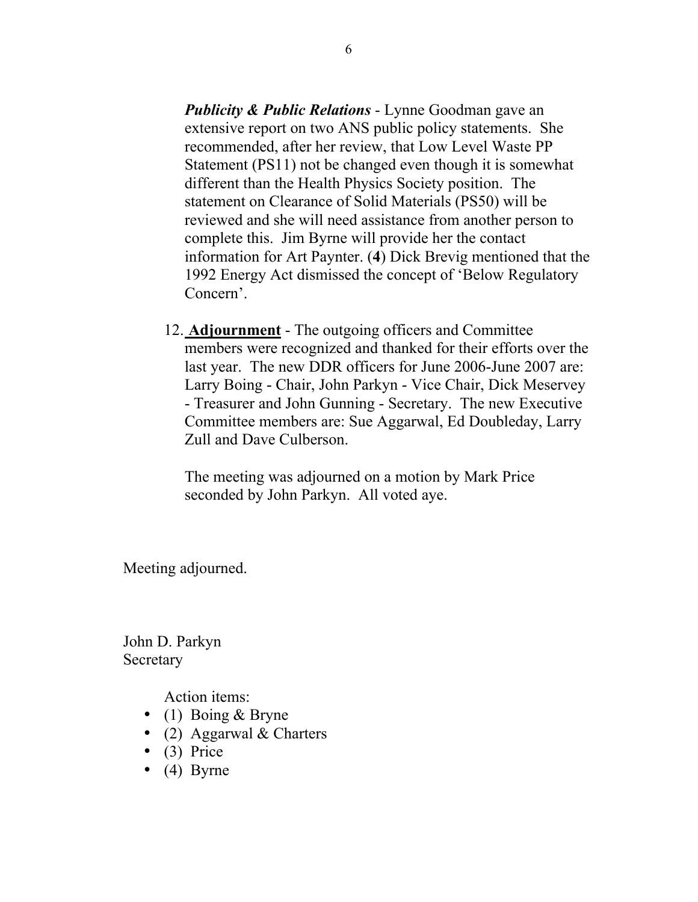***Publicity & Public Relations*** - Lynne Goodman gave an extensive report on two ANS public policy statements. She recommended, after her review, that Low Level Waste PP Statement (PS11) not be changed even though it is somewhat different than the Health Physics Society position. The statement on Clearance of Solid Materials (PS50) will be reviewed and she will need assistance from another person to complete this. Jim Byrne will provide her the contact information for Art Paynter. (**4**) Dick Brevig mentioned that the 1992 Energy Act dismissed the concept of 'Below Regulatory Concern'.

12. **Adjournment** - The outgoing officers and Committee members were recognized and thanked for their efforts over the last year. The new DDR officers for June 2006-June 2007 are: Larry Boing - Chair, John Parkyn - Vice Chair, Dick Meservey - Treasurer and John Gunning - Secretary. The new Executive Committee members are: Sue Aggarwal, Ed Doubleday, Larry Zull and Dave Culberson.

    The meeting was adjourned on a motion by Mark Price seconded by John Parkyn. All voted aye.

Meeting adjourned.

John D. Parkyn
Secretary

Action items:

- (1) Boing & Bryne
- (2) Aggarwal & Charters
- (3) Price
- (4) Byrne